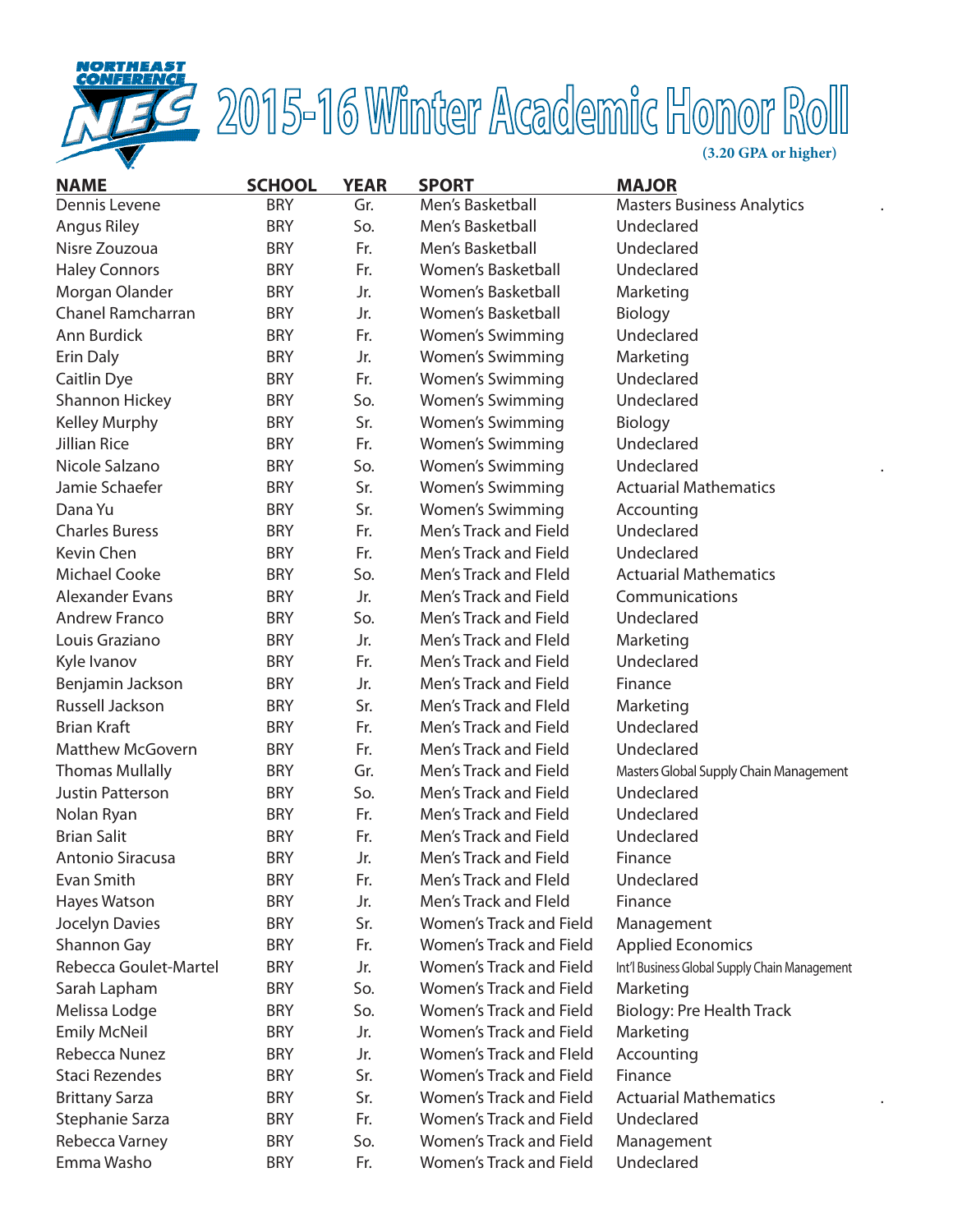# 2015-16 Winter Academic Honor Roll

(3.20 GPA or higher)

| NAME | SCHOOL | YEAR | SPORT | MAJOR |
|---|---|---|---|---|
| Dennis Levene | BRY | Gr. | Men's Basketball | Masters Business Analytics |
| Angus Riley | BRY | So. | Men's Basketball | Undeclared |
| Nisre Zouzoua | BRY | Fr. | Men's Basketball | Undeclared |
| Haley Connors | BRY | Fr. | Women's Basketball | Undeclared |
| Morgan Olander | BRY | Jr. | Women's Basketball | Marketing |
| Chanel Ramcharran | BRY | Jr. | Women's Basketball | Biology |
| Ann Burdick | BRY | Fr. | Women's Swimming | Undeclared |
| Erin Daly | BRY | Jr. | Women's Swimming | Marketing |
| Caitlin Dye | BRY | Fr. | Women's Swimming | Undeclared |
| Shannon Hickey | BRY | So. | Women's Swimming | Undeclared |
| Kelley Murphy | BRY | Sr. | Women's Swimming | Biology |
| Jillian Rice | BRY | Fr. | Women's Swimming | Undeclared |
| Nicole Salzano | BRY | So. | Women's Swimming | Undeclared |
| Jamie Schaefer | BRY | Sr. | Women's Swimming | Actuarial Mathematics |
| Dana Yu | BRY | Sr. | Women's Swimming | Accounting |
| Charles Buress | BRY | Fr. | Men's Track and Field | Undeclared |
| Kevin Chen | BRY | Fr. | Men's Track and Field | Undeclared |
| Michael Cooke | BRY | So. | Men's Track and FIeld | Actuarial Mathematics |
| Alexander Evans | BRY | Jr. | Men's Track and Field | Communications |
| Andrew Franco | BRY | So. | Men's Track and Field | Undeclared |
| Louis Graziano | BRY | Jr. | Men's Track and FIeld | Marketing |
| Kyle Ivanov | BRY | Fr. | Men's Track and Field | Undeclared |
| Benjamin Jackson | BRY | Jr. | Men's Track and Field | Finance |
| Russell Jackson | BRY | Sr. | Men's Track and FIeld | Marketing |
| Brian Kraft | BRY | Fr. | Men's Track and Field | Undeclared |
| Matthew McGovern | BRY | Fr. | Men's Track and Field | Undeclared |
| Thomas Mullally | BRY | Gr. | Men's Track and Field | Masters Global Supply Chain Management |
| Justin Patterson | BRY | So. | Men's Track and Field | Undeclared |
| Nolan Ryan | BRY | Fr. | Men's Track and Field | Undeclared |
| Brian Salit | BRY | Fr. | Men's Track and Field | Undeclared |
| Antonio Siracusa | BRY | Jr. | Men's Track and Field | Finance |
| Evan Smith | BRY | Fr. | Men's Track and FIeld | Undeclared |
| Hayes Watson | BRY | Jr. | Men's Track and FIeld | Finance |
| Jocelyn Davies | BRY | Sr. | Women's Track and Field | Management |
| Shannon Gay | BRY | Fr. | Women's Track and Field | Applied Economics |
| Rebecca Goulet-Martel | BRY | Jr. | Women's Track and Field | Int'l Business Global Supply Chain Management |
| Sarah Lapham | BRY | So. | Women's Track and Field | Marketing |
| Melissa Lodge | BRY | So. | Women's Track and Field | Biology: Pre Health Track |
| Emily McNeil | BRY | Jr. | Women's Track and Field | Marketing |
| Rebecca Nunez | BRY | Jr. | Women's Track and FIeld | Accounting |
| Staci Rezendes | BRY | Sr. | Women's Track and Field | Finance |
| Brittany Sarza | BRY | Sr. | Women's Track and Field | Actuarial Mathematics |
| Stephanie Sarza | BRY | Fr. | Women's Track and Field | Undeclared |
| Rebecca Varney | BRY | So. | Women's Track and Field | Management |
| Emma Washo | BRY | Fr. | Women's Track and Field | Undeclared |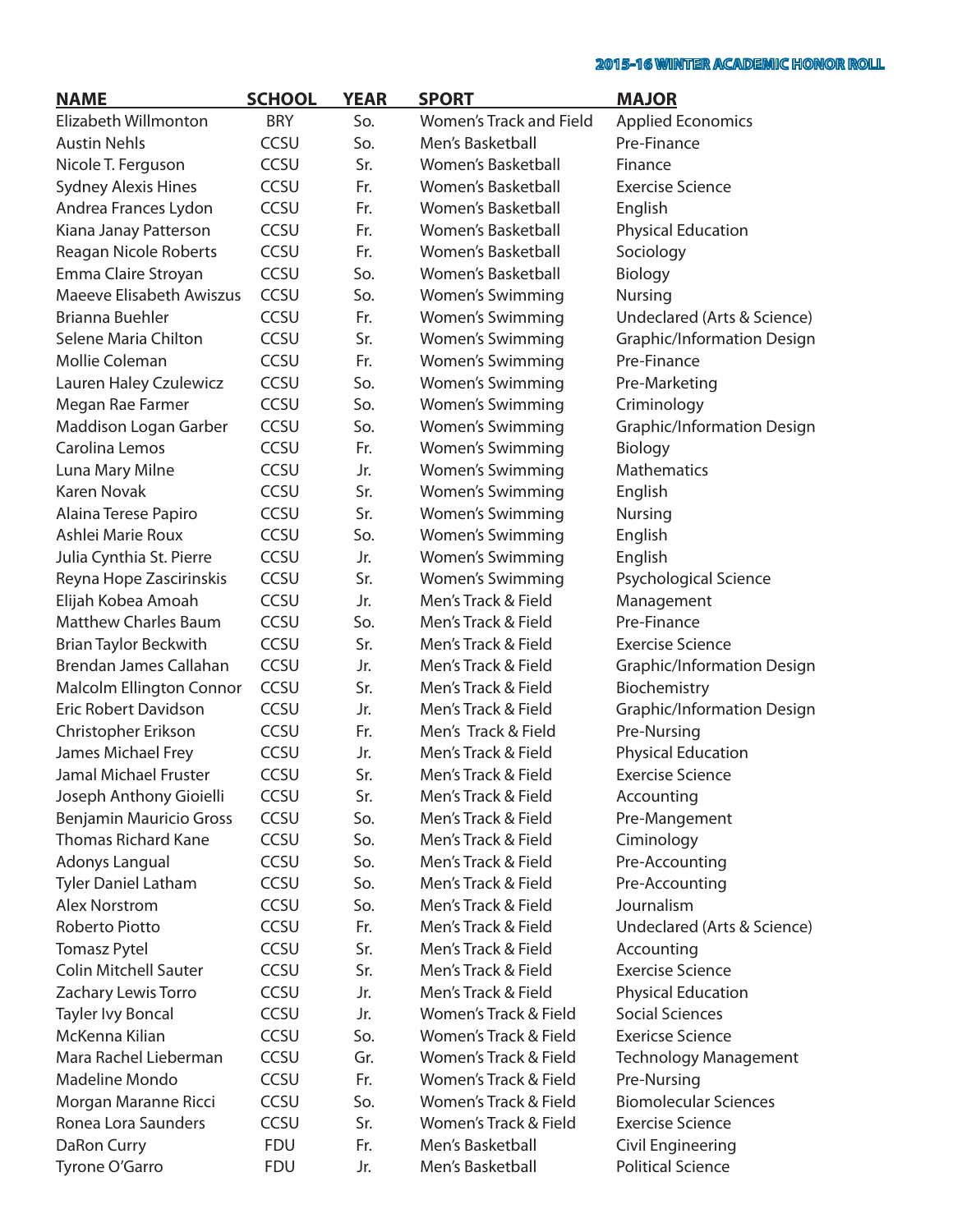## 2015-16 WINTER ACADEMIC HONOR ROLL

| NAME | SCHOOL | YEAR | SPORT | MAJOR |
|---|---|---|---|---|
| Elizabeth Willmonton | BRY | So. | Women's Track and Field | Applied Economics |
| Austin Nehls | CCSU | So. | Men's Basketball | Pre-Finance |
| Nicole T. Ferguson | CCSU | Sr. | Women's Basketball | Finance |
| Sydney Alexis Hines | CCSU | Fr. | Women's Basketball | Exercise Science |
| Andrea Frances Lydon | CCSU | Fr. | Women's Basketball | English |
| Kiana Janay Patterson | CCSU | Fr. | Women's Basketball | Physical Education |
| Reagan Nicole Roberts | CCSU | Fr. | Women's Basketball | Sociology |
| Emma Claire Stroyan | CCSU | So. | Women's Basketball | Biology |
| Maeeve Elisabeth Awiszus | CCSU | So. | Women's Swimming | Nursing |
| Brianna Buehler | CCSU | Fr. | Women's Swimming | Undeclared (Arts & Science) |
| Selene Maria Chilton | CCSU | Sr. | Women's Swimming | Graphic/Information Design |
| Mollie Coleman | CCSU | Fr. | Women's Swimming | Pre-Finance |
| Lauren Haley Czulewicz | CCSU | So. | Women's Swimming | Pre-Marketing |
| Megan Rae Farmer | CCSU | So. | Women's Swimming | Criminology |
| Maddison Logan Garber | CCSU | So. | Women's Swimming | Graphic/Information Design |
| Carolina Lemos | CCSU | Fr. | Women's Swimming | Biology |
| Luna Mary Milne | CCSU | Jr. | Women's Swimming | Mathematics |
| Karen Novak | CCSU | Sr. | Women's Swimming | English |
| Alaina Terese Papiro | CCSU | Sr. | Women's Swimming | Nursing |
| Ashlei Marie Roux | CCSU | So. | Women's Swimming | English |
| Julia Cynthia St. Pierre | CCSU | Jr. | Women's Swimming | English |
| Reyna Hope Zascirinskis | CCSU | Sr. | Women's Swimming | Psychological Science |
| Elijah Kobea Amoah | CCSU | Jr. | Men's Track & Field | Management |
| Matthew Charles Baum | CCSU | So. | Men's Track & Field | Pre-Finance |
| Brian Taylor Beckwith | CCSU | Sr. | Men's Track & Field | Exercise Science |
| Brendan James Callahan | CCSU | Jr. | Men's Track & Field | Graphic/Information Design |
| Malcolm Ellington Connor | CCSU | Sr. | Men's Track & Field | Biochemistry |
| Eric Robert Davidson | CCSU | Jr. | Men's Track & Field | Graphic/Information Design |
| Christopher Erikson | CCSU | Fr. | Men's Track & Field | Pre-Nursing |
| James Michael Frey | CCSU | Jr. | Men's Track & Field | Physical Education |
| Jamal Michael Fruster | CCSU | Sr. | Men's Track & Field | Exercise Science |
| Joseph Anthony Gioielli | CCSU | Sr. | Men's Track & Field | Accounting |
| Benjamin Mauricio Gross | CCSU | So. | Men's Track & Field | Pre-Mangement |
| Thomas Richard Kane | CCSU | So. | Men's Track & Field | Ciminology |
| Adonys Langual | CCSU | So. | Men's Track & Field | Pre-Accounting |
| Tyler Daniel Latham | CCSU | So. | Men's Track & Field | Pre-Accounting |
| Alex Norstrom | CCSU | So. | Men's Track & Field | Journalism |
| Roberto Piotto | CCSU | Fr. | Men's Track & Field | Undeclared (Arts & Science) |
| Tomasz Pytel | CCSU | Sr. | Men's Track & Field | Accounting |
| Colin Mitchell Sauter | CCSU | Sr. | Men's Track & Field | Exercise Science |
| Zachary Lewis Torro | CCSU | Jr. | Men's Track & Field | Physical Education |
| Tayler Ivy Boncal | CCSU | Jr. | Women's Track & Field | Social Sciences |
| McKenna Kilian | CCSU | So. | Women's Track & Field | Exericse Science |
| Mara Rachel Lieberman | CCSU | Gr. | Women's Track & Field | Technology Management |
| Madeline Mondo | CCSU | Fr. | Women's Track & Field | Pre-Nursing |
| Morgan Maranne Ricci | CCSU | So. | Women's Track & Field | Biomolecular Sciences |
| Ronea Lora Saunders | CCSU | Sr. | Women's Track & Field | Exercise Science |
| DaRon Curry | FDU | Fr. | Men's Basketball | Civil Engineering |
| Tyrone O'Garro | FDU | Jr. | Men's Basketball | Political Science |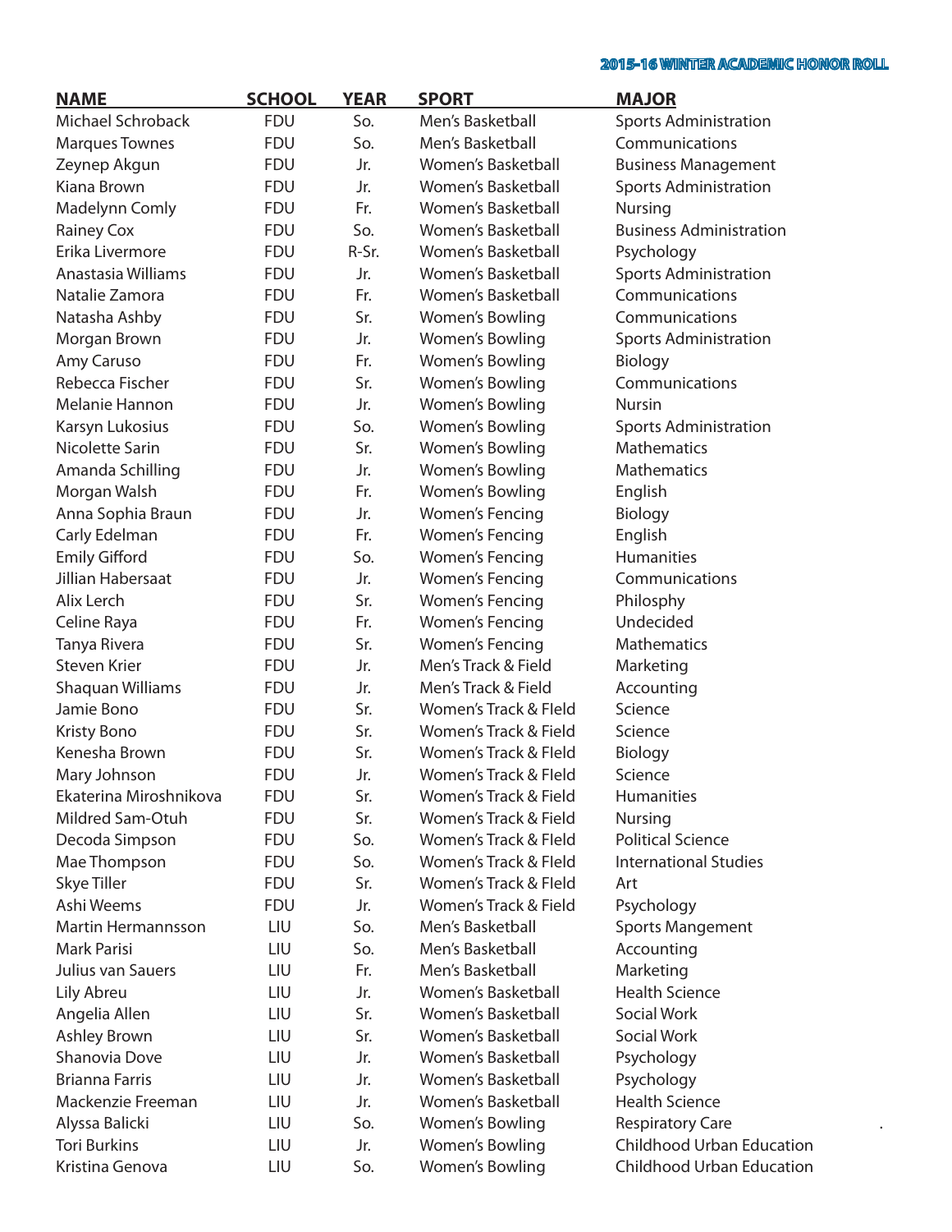## 2015-16 WINTER ACADEMIC HONOR ROLL

| NAME | SCHOOL | YEAR | SPORT | MAJOR |
|---|---|---|---|---|
| Michael Schroback | FDU | So. | Men's Basketball | Sports Administration |
| Marques Townes | FDU | So. | Men's Basketball | Communications |
| Zeynep Akgun | FDU | Jr. | Women's Basketball | Business Management |
| Kiana Brown | FDU | Jr. | Women's Basketball | Sports Administration |
| Madelynn Comly | FDU | Fr. | Women's Basketball | Nursing |
| Rainey Cox | FDU | So. | Women's Basketball | Business Administration |
| Erika Livermore | FDU | R-Sr. | Women's Basketball | Psychology |
| Anastasia Williams | FDU | Jr. | Women's Basketball | Sports Administration |
| Natalie Zamora | FDU | Fr. | Women's Basketball | Communications |
| Natasha Ashby | FDU | Sr. | Women's Bowling | Communications |
| Morgan Brown | FDU | Jr. | Women's Bowling | Sports Administration |
| Amy Caruso | FDU | Fr. | Women's Bowling | Biology |
| Rebecca Fischer | FDU | Sr. | Women's Bowling | Communications |
| Melanie Hannon | FDU | Jr. | Women's Bowling | Nursin |
| Karsyn Lukosius | FDU | So. | Women's Bowling | Sports Administration |
| Nicolette Sarin | FDU | Sr. | Women's Bowling | Mathematics |
| Amanda Schilling | FDU | Jr. | Women's Bowling | Mathematics |
| Morgan Walsh | FDU | Fr. | Women's Bowling | English |
| Anna Sophia Braun | FDU | Jr. | Women's Fencing | Biology |
| Carly Edelman | FDU | Fr. | Women's Fencing | English |
| Emily Gifford | FDU | So. | Women's Fencing | Humanities |
| Jillian Habersaat | FDU | Jr. | Women's Fencing | Communications |
| Alix Lerch | FDU | Sr. | Women's Fencing | Philosphy |
| Celine Raya | FDU | Fr. | Women's Fencing | Undecided |
| Tanya Rivera | FDU | Sr. | Women's Fencing | Mathematics |
| Steven Krier | FDU | Jr. | Men's Track & Field | Marketing |
| Shaquan Williams | FDU | Jr. | Men's Track & Field | Accounting |
| Jamie Bono | FDU | Sr. | Women's Track & FIeld | Science |
| Kristy Bono | FDU | Sr. | Women's Track & Field | Science |
| Kenesha Brown | FDU | Sr. | Women's Track & FIeld | Biology |
| Mary Johnson | FDU | Jr. | Women's Track & FIeld | Science |
| Ekaterina Miroshnikova | FDU | Sr. | Women's Track & Field | Humanities |
| Mildred Sam-Otuh | FDU | Sr. | Women's Track & Field | Nursing |
| Decoda Simpson | FDU | So. | Women's Track & FIeld | Political Science |
| Mae Thompson | FDU | So. | Women's Track & FIeld | International Studies |
| Skye Tiller | FDU | Sr. | Women's Track & FIeld | Art |
| Ashi Weems | FDU | Jr. | Women's Track & Field | Psychology |
| Martin Hermannsson | LIU | So. | Men's Basketball | Sports Mangement |
| Mark Parisi | LIU | So. | Men's Basketball | Accounting |
| Julius van Sauers | LIU | Fr. | Men's Basketball | Marketing |
| Lily Abreu | LIU | Jr. | Women's Basketball | Health Science |
| Angelia Allen | LIU | Sr. | Women's Basketball | Social Work |
| Ashley Brown | LIU | Sr. | Women's Basketball | Social Work |
| Shanovia Dove | LIU | Jr. | Women's Basketball | Psychology |
| Brianna Farris | LIU | Jr. | Women's Basketball | Psychology |
| Mackenzie Freeman | LIU | Jr. | Women's Basketball | Health Science |
| Alyssa Balicki | LIU | So. | Women's Bowling | Respiratory Care |
| Tori Burkins | LIU | Jr. | Women's Bowling | Childhood Urban Education |
| Kristina Genova | LIU | So. | Women's Bowling | Childhood Urban Education |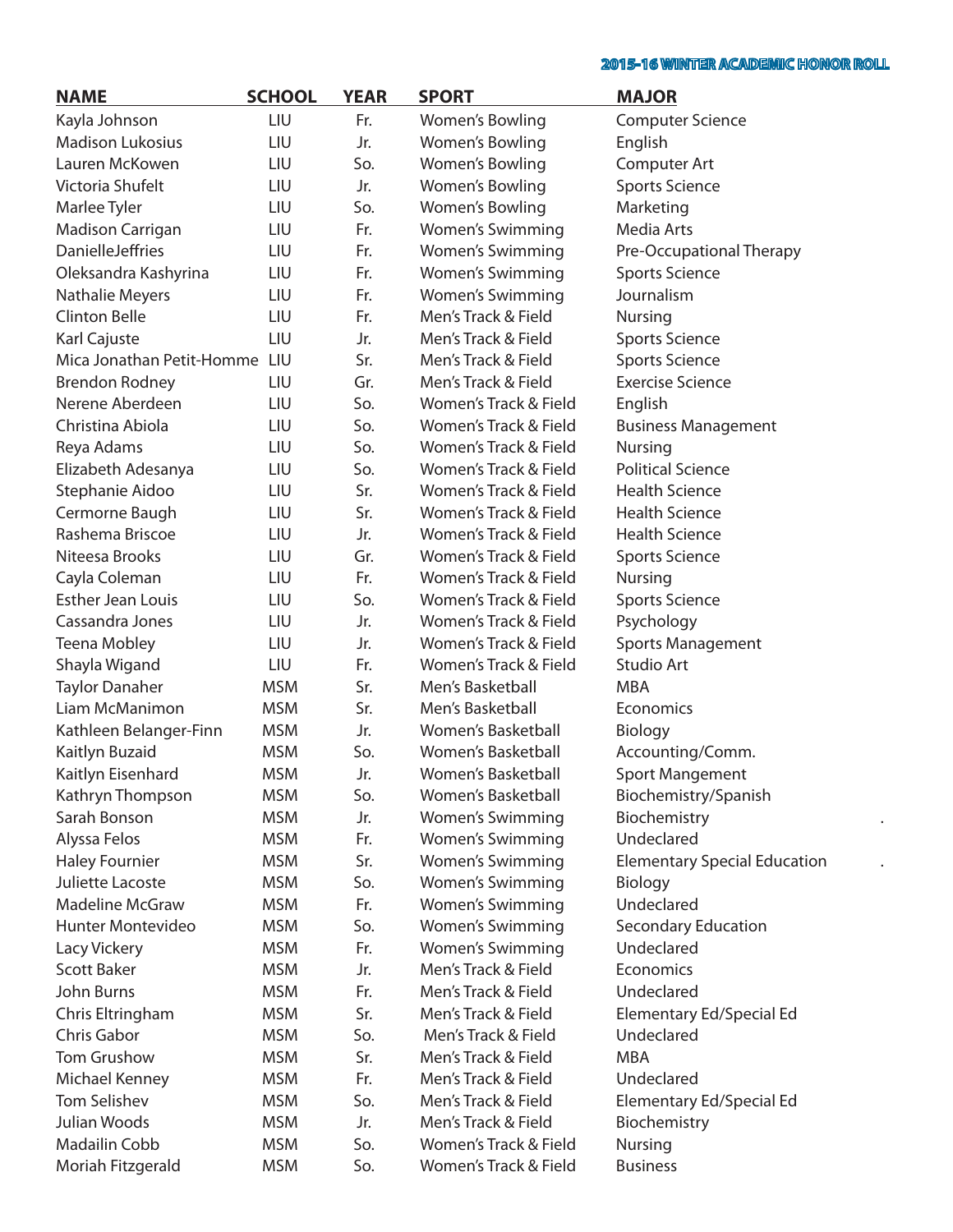**2015-16 WINTER ACADEMIC HONOR ROLL**

| NAME | SCHOOL | YEAR | SPORT | MAJOR |
|---|---|---|---|---|
| Kayla Johnson | LIU | Fr. | Women's Bowling | Computer Science |
| Madison Lukosius | LIU | Jr. | Women's Bowling | English |
| Lauren McKowen | LIU | So. | Women's Bowling | Computer Art |
| Victoria Shufelt | LIU | Jr. | Women's Bowling | Sports Science |
| Marlee Tyler | LIU | So. | Women's Bowling | Marketing |
| Madison Carrigan | LIU | Fr. | Women's Swimming | Media Arts |
| DanielleJeffries | LIU | Fr. | Women's Swimming | Pre-Occupational Therapy |
| Oleksandra Kashyrina | LIU | Fr. | Women's Swimming | Sports Science |
| Nathalie Meyers | LIU | Fr. | Women's Swimming | Journalism |
| Clinton Belle | LIU | Fr. | Men's Track & Field | Nursing |
| Karl Cajuste | LIU | Jr. | Men's Track & Field | Sports Science |
| Mica Jonathan Petit-Homme | LIU | Sr. | Men's Track & Field | Sports Science |
| Brendon Rodney | LIU | Gr. | Men's Track & Field | Exercise Science |
| Nerene Aberdeen | LIU | So. | Women's Track & Field | English |
| Christina Abiola | LIU | So. | Women's Track & Field | Business Management |
| Reya Adams | LIU | So. | Women's Track & Field | Nursing |
| Elizabeth Adesanya | LIU | So. | Women's Track & Field | Political Science |
| Stephanie Aidoo | LIU | Sr. | Women's Track & Field | Health Science |
| Cermorne Baugh | LIU | Sr. | Women's Track & Field | Health Science |
| Rashema Briscoe | LIU | Jr. | Women's Track & Field | Health Science |
| Niteesa Brooks | LIU | Gr. | Women's Track & Field | Sports Science |
| Cayla Coleman | LIU | Fr. | Women's Track & Field | Nursing |
| Esther Jean Louis | LIU | So. | Women's Track & Field | Sports Science |
| Cassandra Jones | LIU | Jr. | Women's Track & Field | Psychology |
| Teena Mobley | LIU | Jr. | Women's Track & Field | Sports Management |
| Shayla Wigand | LIU | Fr. | Women's Track & Field | Studio Art |
| Taylor Danaher | MSM | Sr. | Men's Basketball | MBA |
| Liam McManimon | MSM | Sr. | Men's Basketball | Economics |
| Kathleen Belanger-Finn | MSM | Jr. | Women's Basketball | Biology |
| Kaitlyn Buzaid | MSM | So. | Women's Basketball | Accounting/Comm. |
| Kaitlyn Eisenhard | MSM | Jr. | Women's Basketball | Sport Mangement |
| Kathryn Thompson | MSM | So. | Women's Basketball | Biochemistry/Spanish |
| Sarah Bonson | MSM | Jr. | Women's Swimming | Biochemistry |
| Alyssa Felos | MSM | Fr. | Women's Swimming | Undeclared |
| Haley Fournier | MSM | Sr. | Women's Swimming | Elementary Special Education |
| Juliette Lacoste | MSM | So. | Women's Swimming | Biology |
| Madeline McGraw | MSM | Fr. | Women's Swimming | Undeclared |
| Hunter Montevideo | MSM | So. | Women's Swimming | Secondary Education |
| Lacy Vickery | MSM | Fr. | Women's Swimming | Undeclared |
| Scott Baker | MSM | Jr. | Men's Track & Field | Economics |
| John Burns | MSM | Fr. | Men's Track & Field | Undeclared |
| Chris Eltringham | MSM | Sr. | Men's Track & Field | Elementary Ed/Special Ed |
| Chris Gabor | MSM | So. | Men's Track & Field | Undeclared |
| Tom Grushow | MSM | Sr. | Men's Track & Field | MBA |
| Michael Kenney | MSM | Fr. | Men's Track & Field | Undeclared |
| Tom Selishev | MSM | So. | Men's Track & Field | Elementary Ed/Special Ed |
| Julian Woods | MSM | Jr. | Men's Track & Field | Biochemistry |
| Madailin Cobb | MSM | So. | Women's Track & Field | Nursing |
| Moriah Fitzgerald | MSM | So. | Women's Track & Field | Business |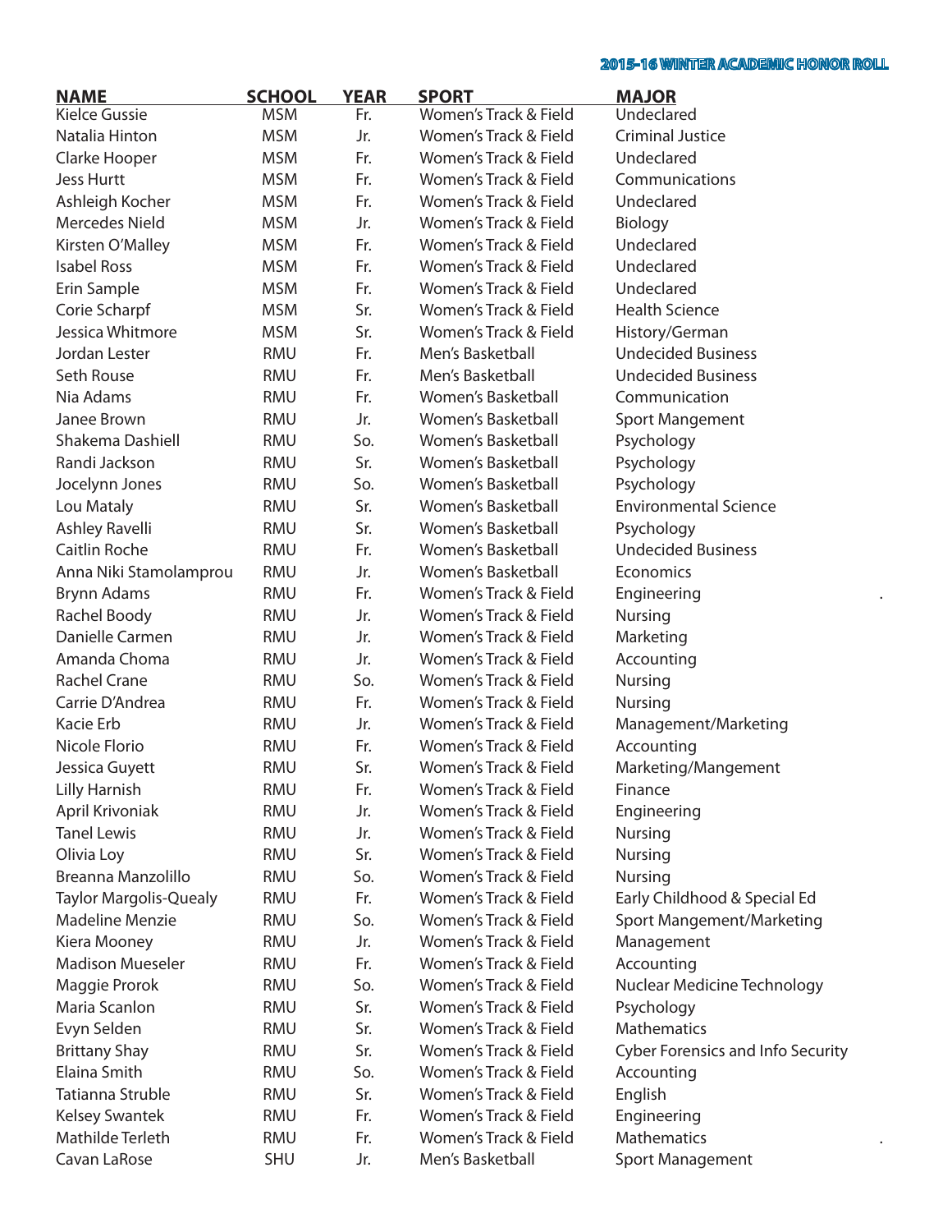| NAME | SCHOOL | YEAR | SPORT | MAJOR |
|---|---|---|---|---|
| Kielce Gussie | MSM | Fr. | Women's Track & Field | Undeclared |
| Natalia Hinton | MSM | Jr. | Women's Track & Field | Criminal Justice |
| Clarke Hooper | MSM | Fr. | Women's Track & Field | Undeclared |
| Jess Hurtt | MSM | Fr. | Women's Track & Field | Communications |
| Ashleigh Kocher | MSM | Fr. | Women's Track & Field | Undeclared |
| Mercedes Nield | MSM | Jr. | Women's Track & Field | Biology |
| Kirsten O'Malley | MSM | Fr. | Women's Track & Field | Undeclared |
| Isabel Ross | MSM | Fr. | Women's Track & Field | Undeclared |
| Erin Sample | MSM | Fr. | Women's Track & Field | Undeclared |
| Corie Scharpf | MSM | Sr. | Women's Track & Field | Health Science |
| Jessica Whitmore | MSM | Sr. | Women's Track & Field | History/German |
| Jordan Lester | RMU | Fr. | Men's Basketball | Undecided Business |
| Seth Rouse | RMU | Fr. | Men's Basketball | Undecided Business |
| Nia Adams | RMU | Fr. | Women's Basketball | Communication |
| Janee Brown | RMU | Jr. | Women's Basketball | Sport Mangement |
| Shakema Dashiell | RMU | So. | Women's Basketball | Psychology |
| Randi Jackson | RMU | Sr. | Women's Basketball | Psychology |
| Jocelynn Jones | RMU | So. | Women's Basketball | Psychology |
| Lou Mataly | RMU | Sr. | Women's Basketball | Environmental Science |
| Ashley Ravelli | RMU | Sr. | Women's Basketball | Psychology |
| Caitlin Roche | RMU | Fr. | Women's Basketball | Undecided Business |
| Anna Niki Stamolamprou | RMU | Jr. | Women's Basketball | Economics |
| Brynn Adams | RMU | Fr. | Women's Track & Field | Engineering |
| Rachel Boody | RMU | Jr. | Women's Track & Field | Nursing |
| Danielle Carmen | RMU | Jr. | Women's Track & Field | Marketing |
| Amanda Choma | RMU | Jr. | Women's Track & Field | Accounting |
| Rachel Crane | RMU | So. | Women's Track & Field | Nursing |
| Carrie D'Andrea | RMU | Fr. | Women's Track & Field | Nursing |
| Kacie Erb | RMU | Jr. | Women's Track & Field | Management/Marketing |
| Nicole Florio | RMU | Fr. | Women's Track & Field | Accounting |
| Jessica Guyett | RMU | Sr. | Women's Track & Field | Marketing/Mangement |
| Lilly Harnish | RMU | Fr. | Women's Track & Field | Finance |
| April Krivoniak | RMU | Jr. | Women's Track & Field | Engineering |
| Tanel Lewis | RMU | Jr. | Women's Track & Field | Nursing |
| Olivia Loy | RMU | Sr. | Women's Track & Field | Nursing |
| Breanna Manzolillo | RMU | So. | Women's Track & Field | Nursing |
| Taylor Margolis-Quealy | RMU | Fr. | Women's Track & Field | Early Childhood & Special Ed |
| Madeline Menzie | RMU | So. | Women's Track & Field | Sport Mangement/Marketing |
| Kiera Mooney | RMU | Jr. | Women's Track & Field | Management |
| Madison Mueseler | RMU | Fr. | Women's Track & Field | Accounting |
| Maggie Prorok | RMU | So. | Women's Track & Field | Nuclear Medicine Technology |
| Maria Scanlon | RMU | Sr. | Women's Track & Field | Psychology |
| Evyn Selden | RMU | Sr. | Women's Track & Field | Mathematics |
| Brittany Shay | RMU | Sr. | Women's Track & Field | Cyber Forensics and Info Security |
| Elaina Smith | RMU | So. | Women's Track & Field | Accounting |
| Tatianna Struble | RMU | Sr. | Women's Track & Field | English |
| Kelsey Swantek | RMU | Fr. | Women's Track & Field | Engineering |
| Mathilde Terleth | RMU | Fr. | Women's Track & Field | Mathematics |
| Cavan LaRose | SHU | Jr. | Men's Basketball | Sport Management |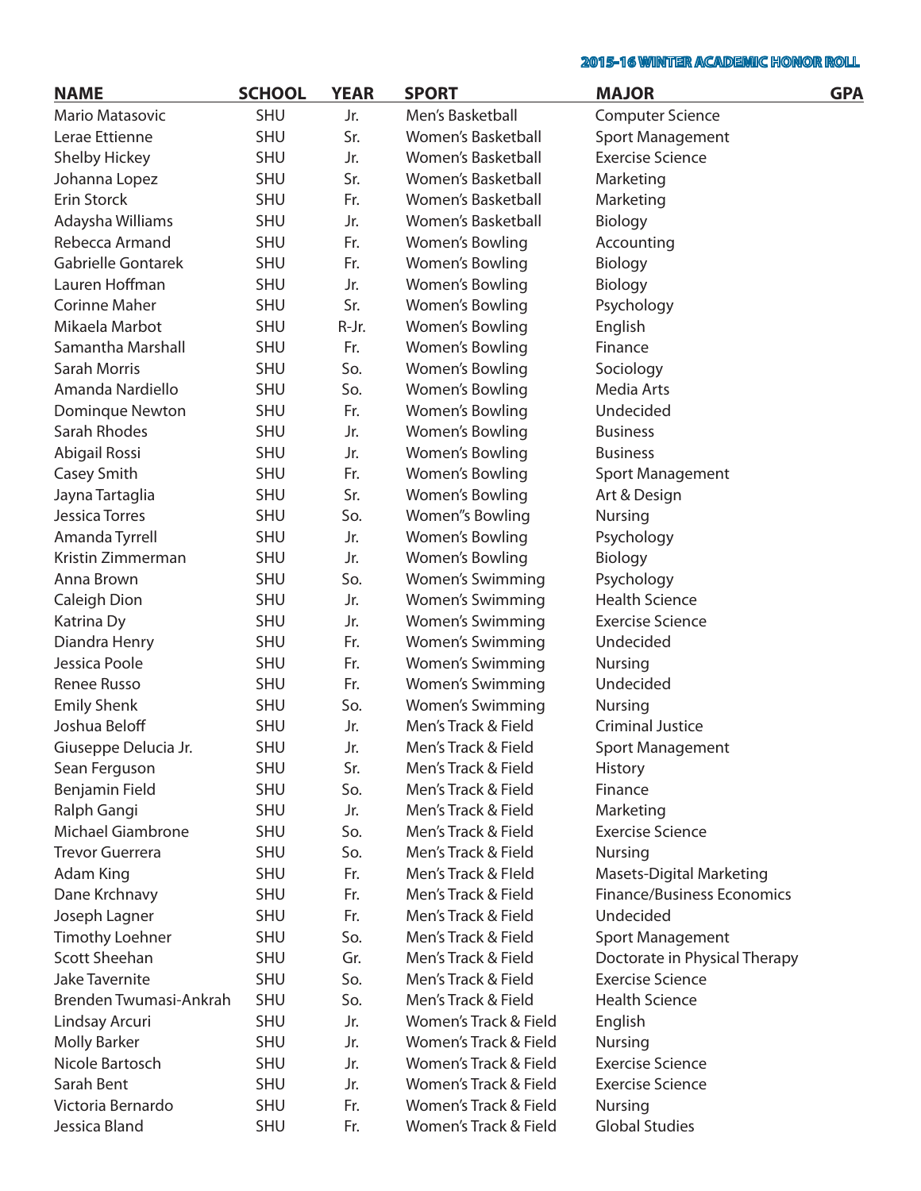## 2015-16 WINTER ACADEMIC HONOR ROLL

| NAME | SCHOOL | YEAR | SPORT | MAJOR | GPA |
|---|---|---|---|---|---|
| Mario Matasovic | SHU | Jr. | Men's Basketball | Computer Science | |
| Lerae Ettienne | SHU | Sr. | Women's Basketball | Sport Management | |
| Shelby Hickey | SHU | Jr. | Women's Basketball | Exercise Science | |
| Johanna Lopez | SHU | Sr. | Women's Basketball | Marketing | |
| Erin Storck | SHU | Fr. | Women's Basketball | Marketing | |
| Adaysha Williams | SHU | Jr. | Women's Basketball | Biology | |
| Rebecca Armand | SHU | Fr. | Women's Bowling | Accounting | |
| Gabrielle Gontarek | SHU | Fr. | Women's Bowling | Biology | |
| Lauren Hoffman | SHU | Jr. | Women's Bowling | Biology | |
| Corinne Maher | SHU | Sr. | Women's Bowling | Psychology | |
| Mikaela Marbot | SHU | R-Jr. | Women's Bowling | English | |
| Samantha Marshall | SHU | Fr. | Women's Bowling | Finance | |
| Sarah Morris | SHU | So. | Women's Bowling | Sociology | |
| Amanda Nardiello | SHU | So. | Women's Bowling | Media Arts | |
| Dominque Newton | SHU | Fr. | Women's Bowling | Undecided | |
| Sarah Rhodes | SHU | Jr. | Women's Bowling | Business | |
| Abigail Rossi | SHU | Jr. | Women's Bowling | Business | |
| Casey Smith | SHU | Fr. | Women's Bowling | Sport Management | |
| Jayna Tartaglia | SHU | Sr. | Women's Bowling | Art & Design | |
| Jessica Torres | SHU | So. | Women"s Bowling | Nursing | |
| Amanda Tyrrell | SHU | Jr. | Women's Bowling | Psychology | |
| Kristin Zimmerman | SHU | Jr. | Women's Bowling | Biology | |
| Anna Brown | SHU | So. | Women's Swimming | Psychology | |
| Caleigh Dion | SHU | Jr. | Women's Swimming | Health Science | |
| Katrina Dy | SHU | Jr. | Women's Swimming | Exercise Science | |
| Diandra Henry | SHU | Fr. | Women's Swimming | Undecided | |
| Jessica Poole | SHU | Fr. | Women's Swimming | Nursing | |
| Renee Russo | SHU | Fr. | Women's Swimming | Undecided | |
| Emily Shenk | SHU | So. | Women's Swimming | Nursing | |
| Joshua Beloff | SHU | Jr. | Men's Track & Field | Criminal Justice | |
| Giuseppe Delucia Jr. | SHU | Jr. | Men's Track & Field | Sport Management | |
| Sean Ferguson | SHU | Sr. | Men's Track & Field | History | |
| Benjamin Field | SHU | So. | Men's Track & Field | Finance | |
| Ralph Gangi | SHU | Jr. | Men's Track & Field | Marketing | |
| Michael Giambrone | SHU | So. | Men's Track & Field | Exercise Science | |
| Trevor Guerrera | SHU | So. | Men's Track & Field | Nursing | |
| Adam King | SHU | Fr. | Men's Track & Field | Masets-Digital Marketing | |
| Dane Krchnavy | SHU | Fr. | Men's Track & Field | Finance/Business Economics | |
| Joseph Lagner | SHU | Fr. | Men's Track & Field | Undecided | |
| Timothy Loehner | SHU | So. | Men's Track & Field | Sport Management | |
| Scott Sheehan | SHU | Gr. | Men's Track & Field | Doctorate in Physical Therapy | |
| Jake Tavernite | SHU | So. | Men's Track & Field | Exercise Science | |
| Brenden Twumasi-Ankrah | SHU | So. | Men's Track & Field | Health Science | |
| Lindsay Arcuri | SHU | Jr. | Women's Track & Field | English | |
| Molly Barker | SHU | Jr. | Women's Track & Field | Nursing | |
| Nicole Bartosch | SHU | Jr. | Women's Track & Field | Exercise Science | |
| Sarah Bent | SHU | Jr. | Women's Track & Field | Exercise Science | |
| Victoria Bernardo | SHU | Fr. | Women's Track & Field | Nursing | |
| Jessica Bland | SHU | Fr. | Women's Track & Field | Global Studies | |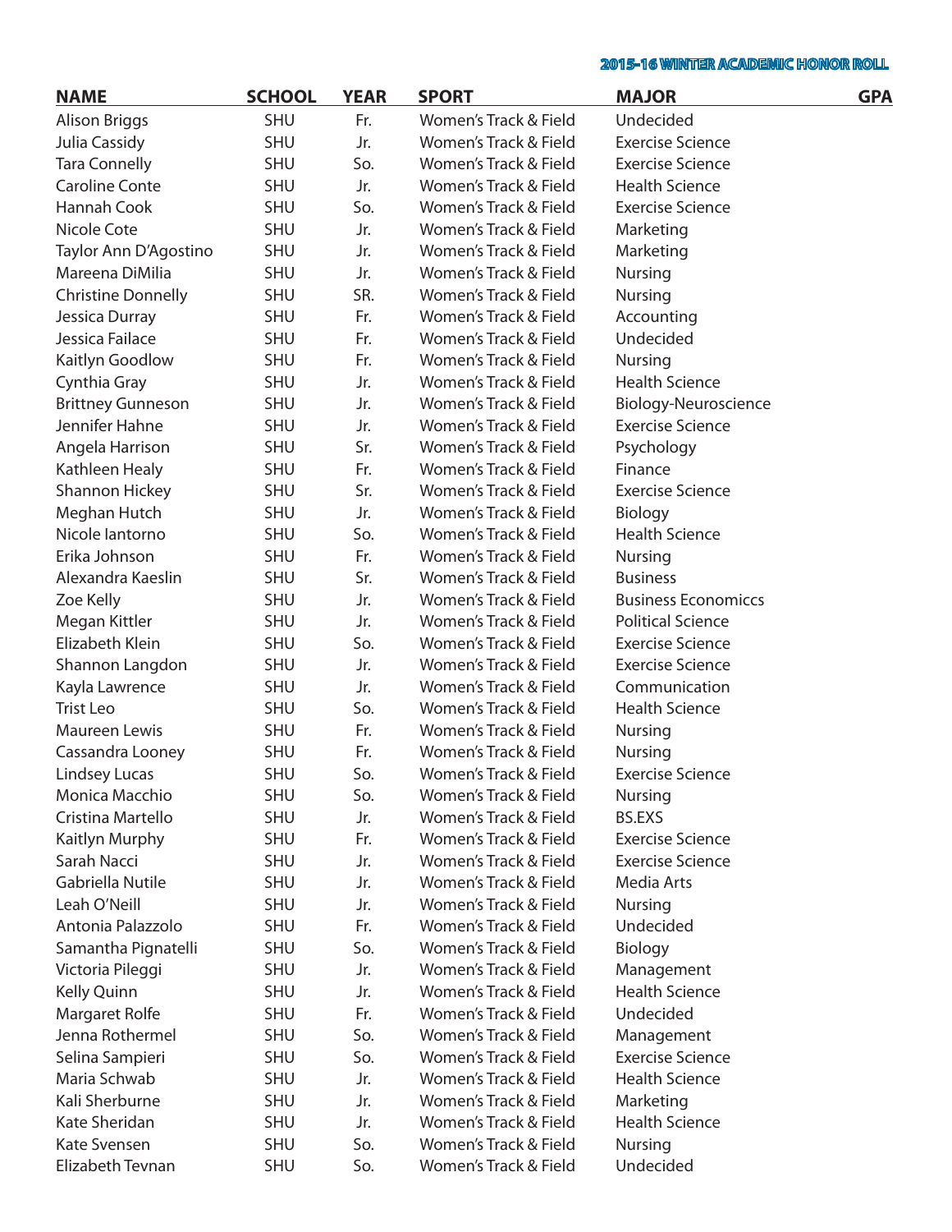**2015-16 WINTER ACADEMIC HONOR ROLL**

| NAME | SCHOOL | YEAR | SPORT | MAJOR | GPA |
|---|---|---|---|---|---|
| Alison Briggs | SHU | Fr. | Women's Track & Field | Undecided | |
| Julia Cassidy | SHU | Jr. | Women's Track & Field | Exercise Science | |
| Tara Connelly | SHU | So. | Women's Track & Field | Exercise Science | |
| Caroline Conte | SHU | Jr. | Women's Track & Field | Health Science | |
| Hannah Cook | SHU | So. | Women's Track & Field | Exercise Science | |
| Nicole Cote | SHU | Jr. | Women's Track & Field | Marketing | |
| Taylor Ann D'Agostino | SHU | Jr. | Women's Track & Field | Marketing | |
| Mareena DiMilia | SHU | Jr. | Women's Track & Field | Nursing | |
| Christine Donnelly | SHU | SR. | Women's Track & Field | Nursing | |
| Jessica Durray | SHU | Fr. | Women's Track & Field | Accounting | |
| Jessica Failace | SHU | Fr. | Women's Track & Field | Undecided | |
| Kaitlyn Goodlow | SHU | Fr. | Women's Track & Field | Nursing | |
| Cynthia Gray | SHU | Jr. | Women's Track & Field | Health Science | |
| Brittney Gunneson | SHU | Jr. | Women's Track & Field | Biology-Neuroscience | |
| Jennifer Hahne | SHU | Jr. | Women's Track & Field | Exercise Science | |
| Angela Harrison | SHU | Sr. | Women's Track & Field | Psychology | |
| Kathleen Healy | SHU | Fr. | Women's Track & Field | Finance | |
| Shannon Hickey | SHU | Sr. | Women's Track & Field | Exercise Science | |
| Meghan Hutch | SHU | Jr. | Women's Track & Field | Biology | |
| Nicole Iantorno | SHU | So. | Women's Track & Field | Health Science | |
| Erika Johnson | SHU | Fr. | Women's Track & Field | Nursing | |
| Alexandra Kaeslin | SHU | Sr. | Women's Track & Field | Business | |
| Zoe Kelly | SHU | Jr. | Women's Track & Field | Business Economiccs | |
| Megan Kittler | SHU | Jr. | Women's Track & Field | Political Science | |
| Elizabeth Klein | SHU | So. | Women's Track & Field | Exercise Science | |
| Shannon Langdon | SHU | Jr. | Women's Track & Field | Exercise Science | |
| Kayla Lawrence | SHU | Jr. | Women's Track & Field | Communication | |
| Trist Leo | SHU | So. | Women's Track & Field | Health Science | |
| Maureen Lewis | SHU | Fr. | Women's Track & Field | Nursing | |
| Cassandra Looney | SHU | Fr. | Women's Track & Field | Nursing | |
| Lindsey Lucas | SHU | So. | Women's Track & Field | Exercise Science | |
| Monica Macchio | SHU | So. | Women's Track & Field | Nursing | |
| Cristina Martello | SHU | Jr. | Women's Track & Field | BS.EXS | |
| Kaitlyn Murphy | SHU | Fr. | Women's Track & Field | Exercise Science | |
| Sarah Nacci | SHU | Jr. | Women's Track & Field | Exercise Science | |
| Gabriella Nutile | SHU | Jr. | Women's Track & Field | Media Arts | |
| Leah O'Neill | SHU | Jr. | Women's Track & Field | Nursing | |
| Antonia Palazzolo | SHU | Fr. | Women's Track & Field | Undecided | |
| Samantha Pignatelli | SHU | So. | Women's Track & Field | Biology | |
| Victoria Pileggi | SHU | Jr. | Women's Track & Field | Management | |
| Kelly Quinn | SHU | Jr. | Women's Track & Field | Health Science | |
| Margaret Rolfe | SHU | Fr. | Women's Track & Field | Undecided | |
| Jenna Rothermel | SHU | So. | Women's Track & Field | Management | |
| Selina Sampieri | SHU | So. | Women's Track & Field | Exercise Science | |
| Maria Schwab | SHU | Jr. | Women's Track & Field | Health Science | |
| Kali Sherburne | SHU | Jr. | Women's Track & Field | Marketing | |
| Kate Sheridan | SHU | Jr. | Women's Track & Field | Health Science | |
| Kate Svensen | SHU | So. | Women's Track & Field | Nursing | |
| Elizabeth Tevnan | SHU | So. | Women's Track & Field | Undecided | |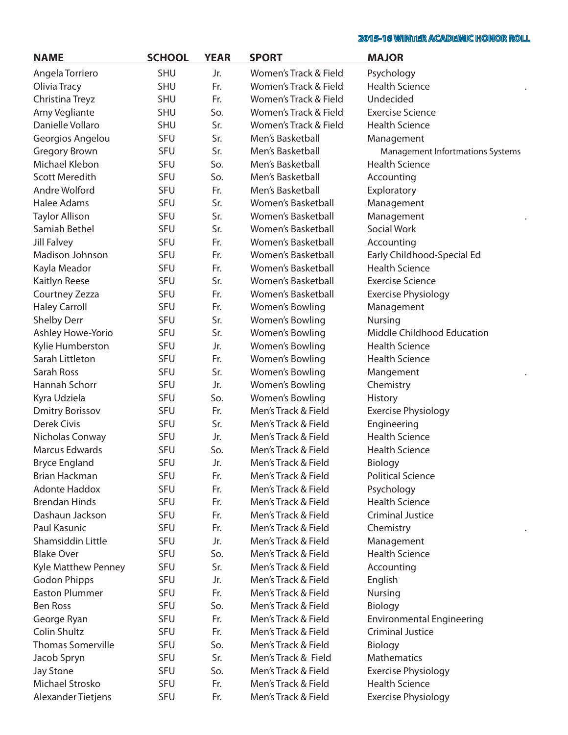| NAME | SCHOOL | YEAR | SPORT | MAJOR |
|---|---|---|---|---|
| Angela Torriero | SHU | Jr. | Women's Track & Field | Psychology |
| Olivia Tracy | SHU | Fr. | Women's Track & Field | Health Science |
| Christina Treyz | SHU | Fr. | Women's Track & Field | Undecided |
| Amy Vegliante | SHU | So. | Women's Track & Field | Exercise Science |
| Danielle Vollaro | SHU | Sr. | Women's Track & Field | Health Science |
| Georgios Angelou | SFU | Sr. | Men's Basketball | Management |
| Gregory Brown | SFU | Sr. | Men's Basketball | Management Informtations Systems |
| Michael Klebon | SFU | So. | Men's Basketball | Health Science |
| Scott Meredith | SFU | So. | Men's Basketball | Accounting |
| Andre Wolford | SFU | Fr. | Men's Basketball | Exploratory |
| Halee Adams | SFU | Sr. | Women's Basketball | Management |
| Taylor Allison | SFU | Sr. | Women's Basketball | Management |
| Samiah Bethel | SFU | Sr. | Women's Basketball | Social Work |
| Jill Falvey | SFU | Fr. | Women's Basketball | Accounting |
| Madison Johnson | SFU | Fr. | Women's Basketball | Early Childhood-Special Ed |
| Kayla Meador | SFU | Fr. | Women's Basketball | Health Science |
| Kaitlyn Reese | SFU | Sr. | Women's Basketball | Exercise Science |
| Courtney Zezza | SFU | Fr. | Women's Basketball | Exercise Physiology |
| Haley Carroll | SFU | Fr. | Women's Bowling | Management |
| Shelby Derr | SFU | Sr. | Women's Bowling | Nursing |
| Ashley Howe-Yorio | SFU | Sr. | Women's Bowling | Middle Childhood Education |
| Kylie Humberston | SFU | Jr. | Women's Bowling | Health Science |
| Sarah Littleton | SFU | Fr. | Women's Bowling | Health Science |
| Sarah Ross | SFU | Sr. | Women's Bowling | Mangement |
| Hannah Schorr | SFU | Jr. | Women's Bowling | Chemistry |
| Kyra Udziela | SFU | So. | Women's Bowling | History |
| Dmitry Borissov | SFU | Fr. | Men's Track & Field | Exercise Physiology |
| Derek Civis | SFU | Sr. | Men's Track & Field | Engineering |
| Nicholas Conway | SFU | Jr. | Men's Track & Field | Health Science |
| Marcus Edwards | SFU | So. | Men's Track & Field | Health Science |
| Bryce England | SFU | Jr. | Men's Track & Field | Biology |
| Brian Hackman | SFU | Fr. | Men's Track & Field | Political Science |
| Adonte Haddox | SFU | Fr. | Men's Track & Field | Psychology |
| Brendan Hinds | SFU | Fr. | Men's Track & Field | Health Science |
| Dashaun Jackson | SFU | Fr. | Men's Track & Field | Criminal Justice |
| Paul Kasunic | SFU | Fr. | Men's Track & Field | Chemistry |
| Shamsiddin Little | SFU | Jr. | Men's Track & Field | Management |
| Blake Over | SFU | So. | Men's Track & Field | Health Science |
| Kyle Matthew Penney | SFU | Sr. | Men's Track & Field | Accounting |
| Godon Phipps | SFU | Jr. | Men's Track & Field | English |
| Easton Plummer | SFU | Fr. | Men's Track & Field | Nursing |
| Ben Ross | SFU | So. | Men's Track & Field | Biology |
| George Ryan | SFU | Fr. | Men's Track & Field | Environmental Engineering |
| Colin Shultz | SFU | Fr. | Men's Track & Field | Criminal Justice |
| Thomas Somerville | SFU | So. | Men's Track & Field | Biology |
| Jacob Spryn | SFU | Sr. | Men's Track & Field | Mathematics |
| Jay Stone | SFU | So. | Men's Track & Field | Exercise Physiology |
| Michael Strosko | SFU | Fr. | Men's Track & Field | Health Science |
| Alexander Tietjens | SFU | Fr. | Men's Track & Field | Exercise Physiology |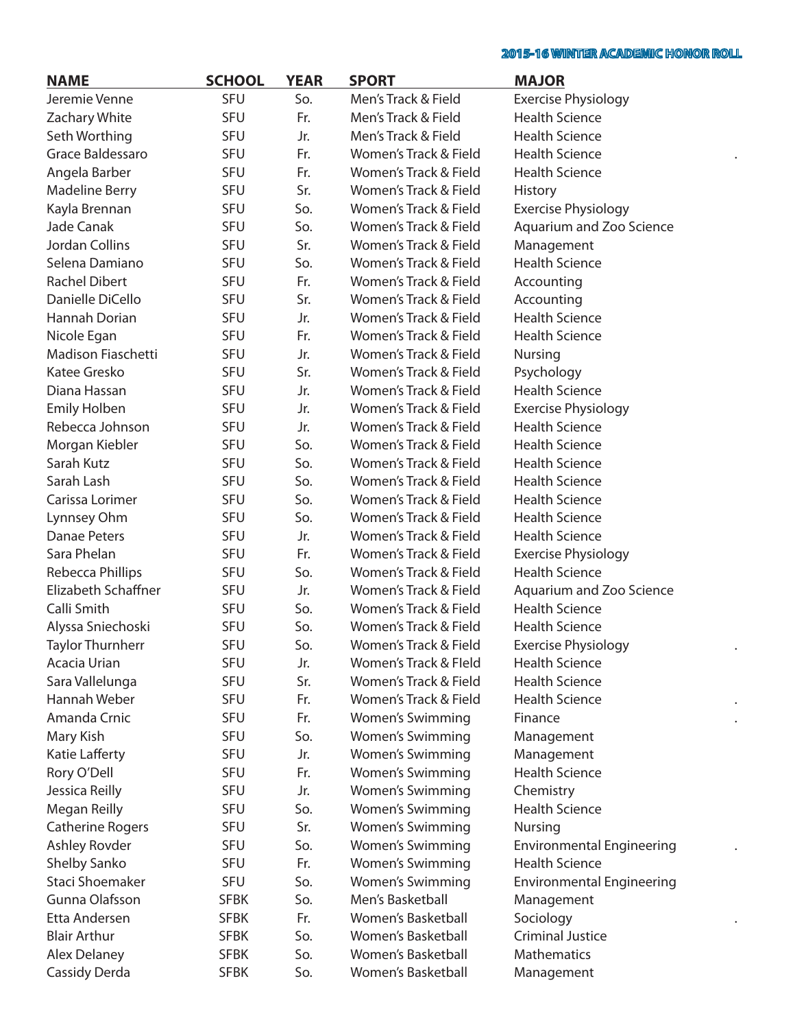| NAME | SCHOOL | YEAR | SPORT | MAJOR |
|---|---|---|---|---|
| Jeremie Venne | SFU | So. | Men's Track & Field | Exercise Physiology |
| Zachary White | SFU | Fr. | Men's Track & Field | Health Science |
| Seth Worthing | SFU | Jr. | Men's Track & Field | Health Science |
| Grace Baldessaro | SFU | Fr. | Women's Track & Field | Health Science |
| Angela Barber | SFU | Fr. | Women's Track & Field | Health Science |
| Madeline Berry | SFU | Sr. | Women's Track & Field | History |
| Kayla Brennan | SFU | So. | Women's Track & Field | Exercise Physiology |
| Jade Canak | SFU | So. | Women's Track & Field | Aquarium and Zoo Science |
| Jordan Collins | SFU | Sr. | Women's Track & Field | Management |
| Selena Damiano | SFU | So. | Women's Track & Field | Health Science |
| Rachel Dibert | SFU | Fr. | Women's Track & Field | Accounting |
| Danielle DiCello | SFU | Sr. | Women's Track & Field | Accounting |
| Hannah Dorian | SFU | Jr. | Women's Track & Field | Health Science |
| Nicole Egan | SFU | Fr. | Women's Track & Field | Health Science |
| Madison Fiaschetti | SFU | Jr. | Women's Track & Field | Nursing |
| Katee Gresko | SFU | Sr. | Women's Track & Field | Psychology |
| Diana Hassan | SFU | Jr. | Women's Track & Field | Health Science |
| Emily Holben | SFU | Jr. | Women's Track & Field | Exercise Physiology |
| Rebecca Johnson | SFU | Jr. | Women's Track & Field | Health Science |
| Morgan Kiebler | SFU | So. | Women's Track & Field | Health Science |
| Sarah Kutz | SFU | So. | Women's Track & Field | Health Science |
| Sarah Lash | SFU | So. | Women's Track & Field | Health Science |
| Carissa Lorimer | SFU | So. | Women's Track & Field | Health Science |
| Lynnsey Ohm | SFU | So. | Women's Track & Field | Health Science |
| Danae Peters | SFU | Jr. | Women's Track & Field | Health Science |
| Sara Phelan | SFU | Fr. | Women's Track & Field | Exercise Physiology |
| Rebecca Phillips | SFU | So. | Women's Track & Field | Health Science |
| Elizabeth Schaffner | SFU | Jr. | Women's Track & Field | Aquarium and Zoo Science |
| Calli Smith | SFU | So. | Women's Track & Field | Health Science |
| Alyssa Sniechoski | SFU | So. | Women's Track & Field | Health Science |
| Taylor Thurnherr | SFU | So. | Women's Track & Field | Exercise Physiology |
| Acacia Urian | SFU | Jr. | Women's Track & FIeld | Health Science |
| Sara Vallelunga | SFU | Sr. | Women's Track & Field | Health Science |
| Hannah Weber | SFU | Fr. | Women's Track & Field | Health Science |
| Amanda Crnic | SFU | Fr. | Women's Swimming | Finance |
| Mary Kish | SFU | So. | Women's Swimming | Management |
| Katie Lafferty | SFU | Jr. | Women's Swimming | Management |
| Rory O'Dell | SFU | Fr. | Women's Swimming | Health Science |
| Jessica Reilly | SFU | Jr. | Women's Swimming | Chemistry |
| Megan Reilly | SFU | So. | Women's Swimming | Health Science |
| Catherine Rogers | SFU | Sr. | Women's Swimming | Nursing |
| Ashley Rovder | SFU | So. | Women's Swimming | Environmental Engineering |
| Shelby Sanko | SFU | Fr. | Women's Swimming | Health Science |
| Staci Shoemaker | SFU | So. | Women's Swimming | Environmental Engineering |
| Gunna Olafsson | SFBK | So. | Men's Basketball | Management |
| Etta Andersen | SFBK | Fr. | Women's Basketball | Sociology |
| Blair Arthur | SFBK | So. | Women's Basketball | Criminal Justice |
| Alex Delaney | SFBK | So. | Women's Basketball | Mathematics |
| Cassidy Derda | SFBK | So. | Women's Basketball | Management |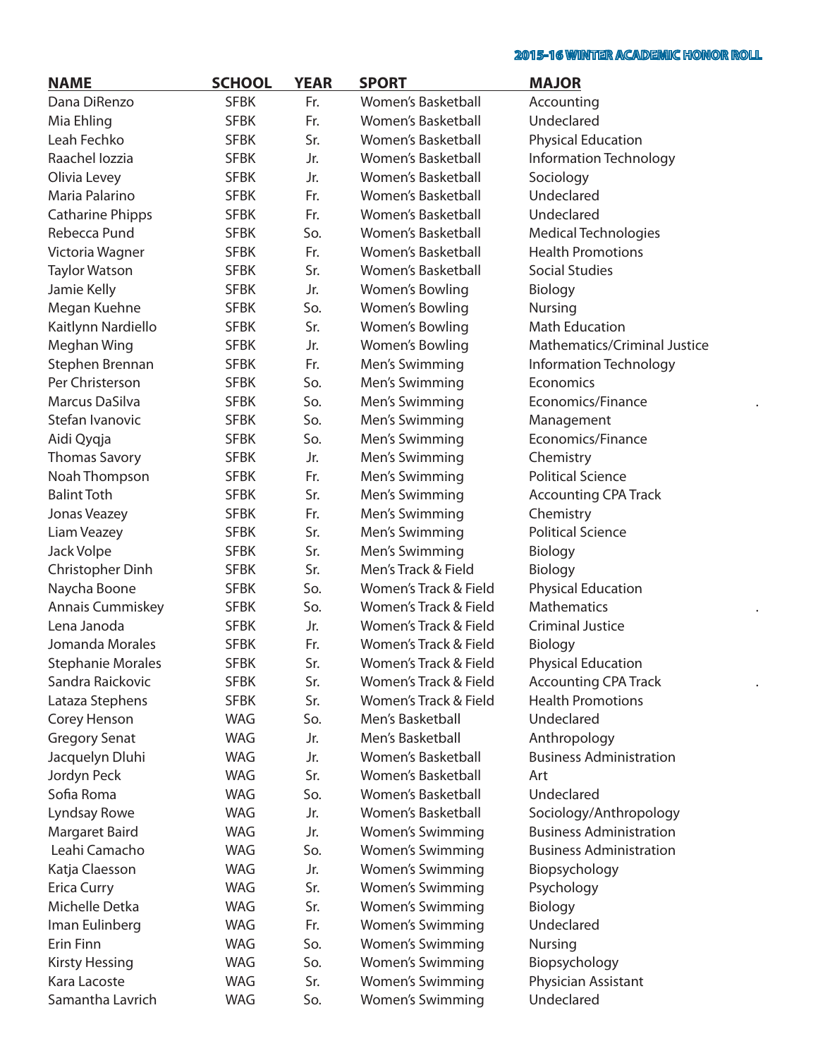2015-16 WINTER ACADEMIC HONOR ROLL

| NAME | SCHOOL | YEAR | SPORT | MAJOR |
| --- | --- | --- | --- | --- |
| Dana DiRenzo | SFBK | Fr. | Women's Basketball | Accounting |
| Mia Ehling | SFBK | Fr. | Women's Basketball | Undeclared |
| Leah Fechko | SFBK | Sr. | Women's Basketball | Physical Education |
| Raachel Iozzia | SFBK | Jr. | Women's Basketball | Information Technology |
| Olivia Levey | SFBK | Jr. | Women's Basketball | Sociology |
| Maria Palarino | SFBK | Fr. | Women's Basketball | Undeclared |
| Catharine Phipps | SFBK | Fr. | Women's Basketball | Undeclared |
| Rebecca Pund | SFBK | So. | Women's Basketball | Medical Technologies |
| Victoria Wagner | SFBK | Fr. | Women's Basketball | Health Promotions |
| Taylor Watson | SFBK | Sr. | Women's Basketball | Social Studies |
| Jamie Kelly | SFBK | Jr. | Women's Bowling | Biology |
| Megan Kuehne | SFBK | So. | Women's Bowling | Nursing |
| Kaitlynn Nardiello | SFBK | Sr. | Women's Bowling | Math Education |
| Meghan Wing | SFBK | Jr. | Women's Bowling | Mathematics/Criminal Justice |
| Stephen Brennan | SFBK | Fr. | Men's Swimming | Information Technology |
| Per Christerson | SFBK | So. | Men's Swimming | Economics |
| Marcus DaSilva | SFBK | So. | Men's Swimming | Economics/Finance |
| Stefan Ivanovic | SFBK | So. | Men's Swimming | Management |
| Aidi Qyqja | SFBK | So. | Men's Swimming | Economics/Finance |
| Thomas Savory | SFBK | Jr. | Men's Swimming | Chemistry |
| Noah Thompson | SFBK | Fr. | Men's Swimming | Political Science |
| Balint Toth | SFBK | Sr. | Men's Swimming | Accounting CPA Track |
| Jonas Veazey | SFBK | Fr. | Men's Swimming | Chemistry |
| Liam Veazey | SFBK | Sr. | Men's Swimming | Political Science |
| Jack Volpe | SFBK | Sr. | Men's Swimming | Biology |
| Christopher Dinh | SFBK | Sr. | Men's Track & Field | Biology |
| Naycha Boone | SFBK | So. | Women's Track & Field | Physical Education |
| Annais Cummiskey | SFBK | So. | Women's Track & Field | Mathematics |
| Lena Janoda | SFBK | Jr. | Women's Track & Field | Criminal Justice |
| Jomanda Morales | SFBK | Fr. | Women's Track & Field | Biology |
| Stephanie Morales | SFBK | Sr. | Women's Track & Field | Physical Education |
| Sandra Raickovic | SFBK | Sr. | Women's Track & Field | Accounting CPA Track |
| Lataza Stephens | SFBK | Sr. | Women's Track & Field | Health Promotions |
| Corey Henson | WAG | So. | Men's Basketball | Undeclared |
| Gregory Senat | WAG | Jr. | Men's Basketball | Anthropology |
| Jacquelyn Dluhi | WAG | Jr. | Women's Basketball | Business Administration |
| Jordyn Peck | WAG | Sr. | Women's Basketball | Art |
| Sofia Roma | WAG | So. | Women's Basketball | Undeclared |
| Lyndsay Rowe | WAG | Jr. | Women's Basketball | Sociology/Anthropology |
| Margaret Baird | WAG | Jr. | Women's Swimming | Business Administration |
| Leahi Camacho | WAG | So. | Women's Swimming | Business Administration |
| Katja Claesson | WAG | Jr. | Women's Swimming | Biopsychology |
| Erica Curry | WAG | Sr. | Women's Swimming | Psychology |
| Michelle Detka | WAG | Sr. | Women's Swimming | Biology |
| Iman Eulinberg | WAG | Fr. | Women's Swimming | Undeclared |
| Erin Finn | WAG | So. | Women's Swimming | Nursing |
| Kirsty Hessing | WAG | So. | Women's Swimming | Biopsychology |
| Kara Lacoste | WAG | Sr. | Women's Swimming | Physician Assistant |
| Samantha Lavrich | WAG | So. | Women's Swimming | Undeclared |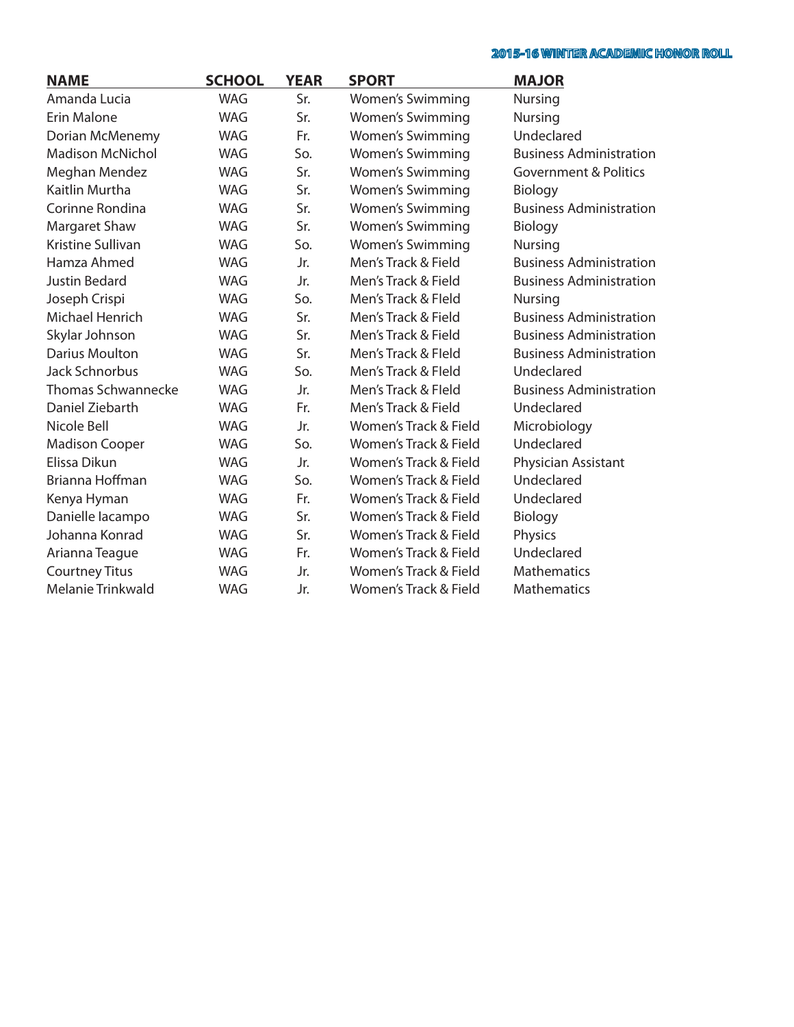| NAME | SCHOOL | YEAR | SPORT | MAJOR |
|---|---|---|---|---|
| Amanda Lucia | WAG | Sr. | Women's Swimming | Nursing |
| Erin Malone | WAG | Sr. | Women's Swimming | Nursing |
| Dorian McMenemy | WAG | Fr. | Women's Swimming | Undeclared |
| Madison McNichol | WAG | So. | Women's Swimming | Business Administration |
| Meghan Mendez | WAG | Sr. | Women's Swimming | Government & Politics |
| Kaitlin Murtha | WAG | Sr. | Women's Swimming | Biology |
| Corinne Rondina | WAG | Sr. | Women's Swimming | Business Administration |
| Margaret Shaw | WAG | Sr. | Women's Swimming | Biology |
| Kristine Sullivan | WAG | So. | Women's Swimming | Nursing |
| Hamza Ahmed | WAG | Jr. | Men's Track & Field | Business Administration |
| Justin Bedard | WAG | Jr. | Men's Track & Field | Business Administration |
| Joseph Crispi | WAG | So. | Men's Track & FIeld | Nursing |
| Michael Henrich | WAG | Sr. | Men's Track & Field | Business Administration |
| Skylar Johnson | WAG | Sr. | Men's Track & Field | Business Administration |
| Darius Moulton | WAG | Sr. | Men's Track & FIeld | Business Administration |
| Jack Schnorbus | WAG | So. | Men's Track & FIeld | Undeclared |
| Thomas Schwannecke | WAG | Jr. | Men's Track & FIeld | Business Administration |
| Daniel Ziebarth | WAG | Fr. | Men's Track & Field | Undeclared |
| Nicole Bell | WAG | Jr. | Women's Track & Field | Microbiology |
| Madison Cooper | WAG | So. | Women's Track & Field | Undeclared |
| Elissa Dikun | WAG | Jr. | Women's Track & Field | Physician Assistant |
| Brianna Hoffman | WAG | So. | Women's Track & Field | Undeclared |
| Kenya Hyman | WAG | Fr. | Women's Track & Field | Undeclared |
| Danielle Iacampo | WAG | Sr. | Women's Track & Field | Biology |
| Johanna Konrad | WAG | Sr. | Women's Track & Field | Physics |
| Arianna Teague | WAG | Fr. | Women's Track & Field | Undeclared |
| Courtney Titus | WAG | Jr. | Women's Track & Field | Mathematics |
| Melanie Trinkwald | WAG | Jr. | Women's Track & Field | Mathematics |